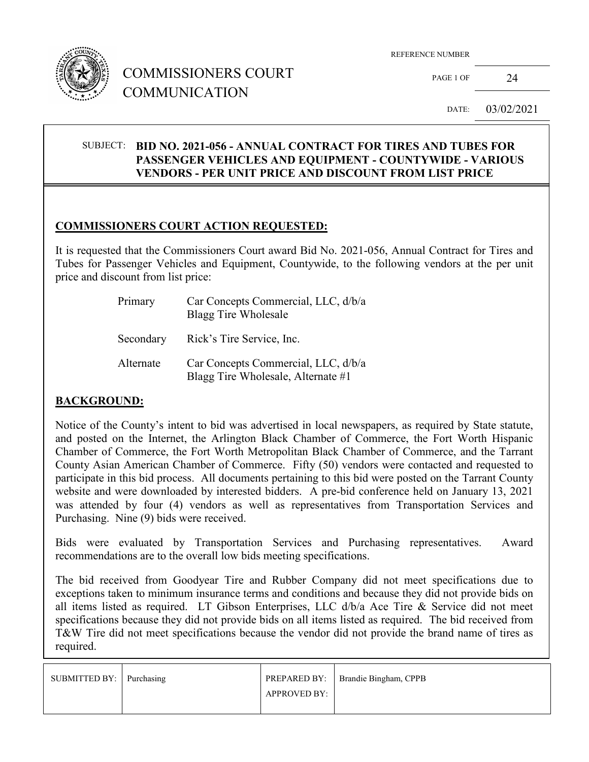# COMMISSIONERS COURT COMMUNICATION

| REFERENCE NUMBER | |
|---|---|
| PAGE 1 OF | 24 |
| DATE: | 03/02/2021 |

**SUBJECT: BID NO. 2021-056 - ANNUAL CONTRACT FOR TIRES AND TUBES FOR PASSENGER VEHICLES AND EQUIPMENT - COUNTYWIDE - VARIOUS VENDORS - PER UNIT PRICE AND DISCOUNT FROM LIST PRICE**

## COMMISSIONERS COURT ACTION REQUESTED:

It is requested that the Commissioners Court award Bid No. 2021-056, Annual Contract for Tires and Tubes for Passenger Vehicles and Equipment, Countywide, to the following vendors at the per unit price and discount from list price:

| | |
|---|---|
| Primary | Car Concepts Commercial, LLC, d/b/a Blagg Tire Wholesale |
| Secondary | Rick's Tire Service, Inc. |
| Alternate | Car Concepts Commercial, LLC, d/b/a Blagg Tire Wholesale, Alternate #1 |

## BACKGROUND:

Notice of the County's intent to bid was advertised in local newspapers, as required by State statute, and posted on the Internet, the Arlington Black Chamber of Commerce, the Fort Worth Hispanic Chamber of Commerce, the Fort Worth Metropolitan Black Chamber of Commerce, and the Tarrant County Asian American Chamber of Commerce. Fifty (50) vendors were contacted and requested to participate in this bid process. All documents pertaining to this bid were posted on the Tarrant County website and were downloaded by interested bidders. A pre-bid conference held on January 13, 2021 was attended by four (4) vendors as well as representatives from Transportation Services and Purchasing. Nine (9) bids were received.

Bids were evaluated by Transportation Services and Purchasing representatives. Award recommendations are to the overall low bids meeting specifications.

The bid received from Goodyear Tire and Rubber Company did not meet specifications due to exceptions taken to minimum insurance terms and conditions and because they did not provide bids on all items listed as required. LT Gibson Enterprises, LLC d/b/a Ace Tire & Service did not meet specifications because they did not provide bids on all items listed as required. The bid received from T&W Tire did not meet specifications because the vendor did not provide the brand name of tires as required.

| SUBMITTED BY: | Purchasing | PREPARED BY: | Brandie Bingham, CPPB |
|---|---|---|---|
| | | APPROVED BY: | |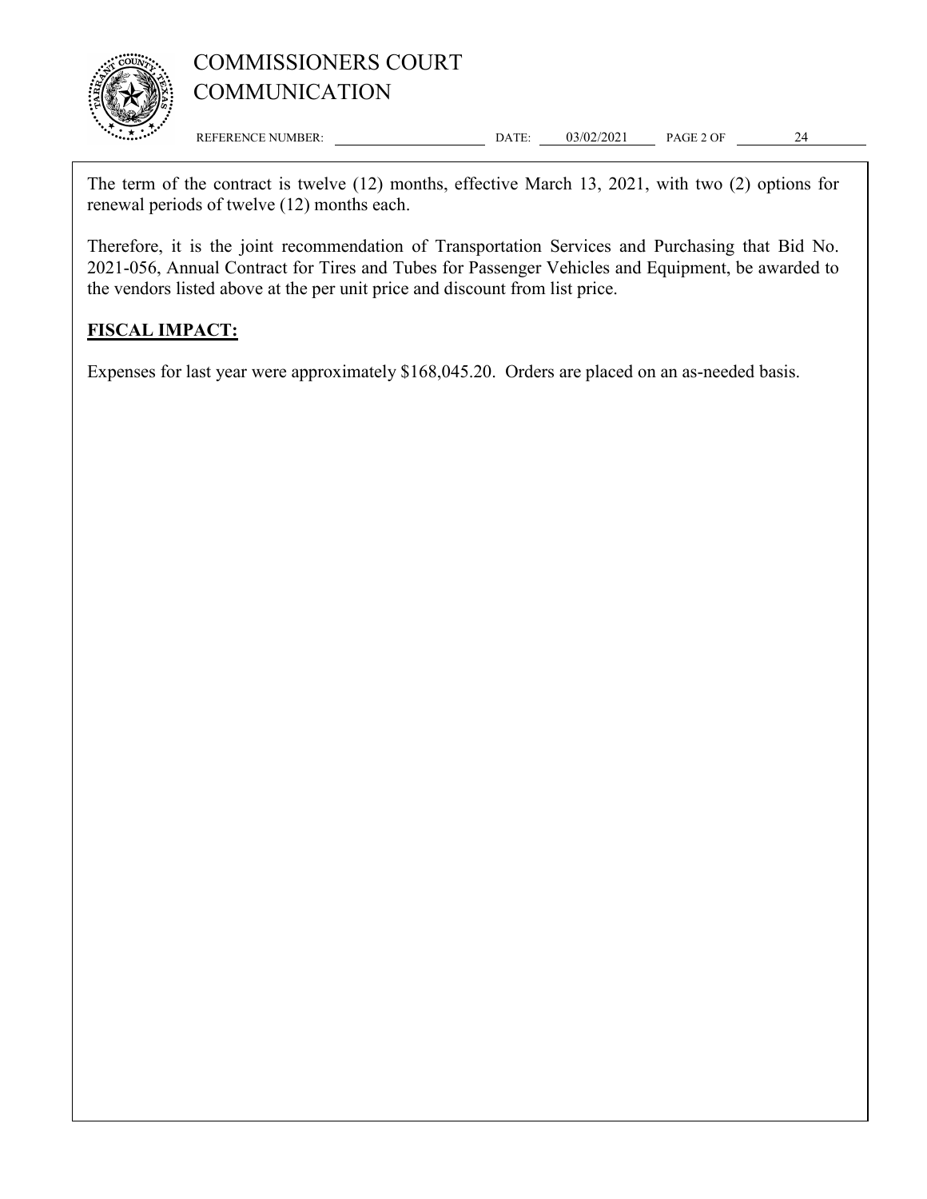The term of the contract is twelve (12) months, effective March 13, 2021, with two (2) options for renewal periods of twelve (12) months each.

Therefore, it is the joint recommendation of Transportation Services and Purchasing that Bid No. 2021-056, Annual Contract for Tires and Tubes for Passenger Vehicles and Equipment, be awarded to the vendors listed above at the per unit price and discount from list price.

**FISCAL IMPACT:**

Expenses for last year were approximately $168,045.20. Orders are placed on an as-needed basis.